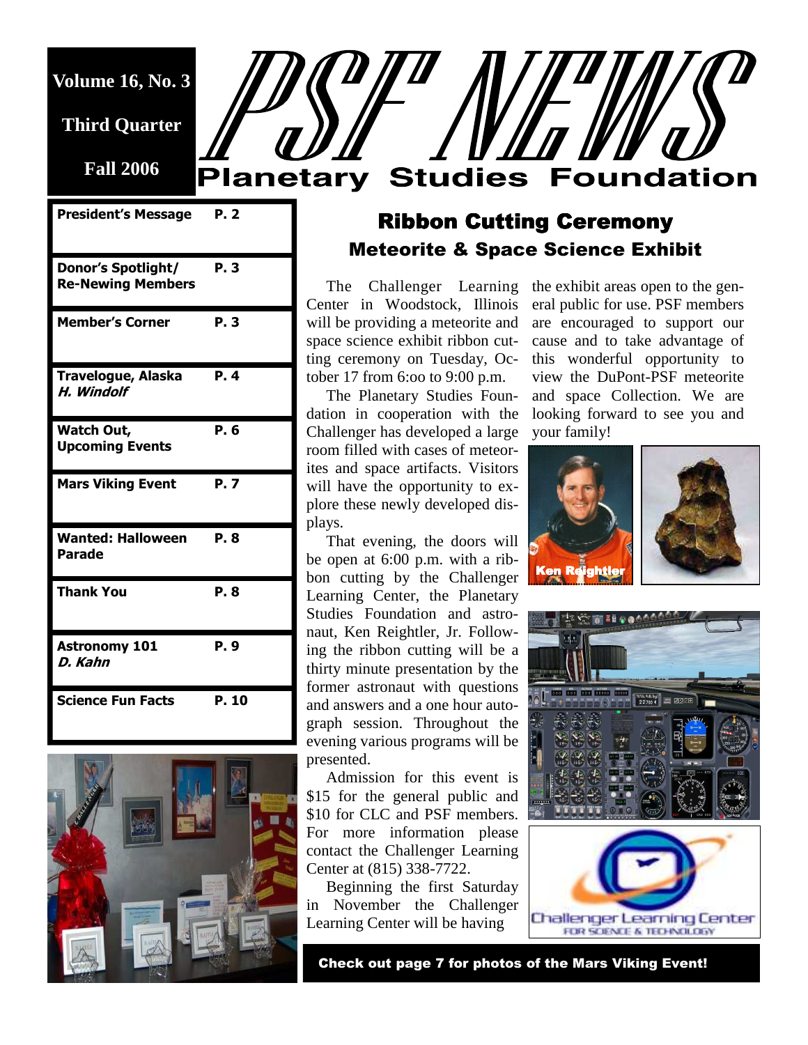Volume 16, No. 3

Third Quarter

Fall 2006

# PSF NEWS

## Planetary Studies Foundation

| | |
|---|---|
| **President's Message** | **P. 2** |
| **Donor's Spotlight/ Re-Newing Members** | **P. 3** |
| **Member's Corner** | **P. 3** |
| **Travelogue, Alaska** ***H. Windolf*** | **P. 4** |
| **Watch Out, Upcoming Events** | **P. 6** |
| **Mars Viking Event** | **P. 7** |
| **Wanted: Halloween Parade** | **P. 8** |
| **Thank You** | **P. 8** |
| **Astronomy 101** ***D. Kahn*** | **P. 9** |
| **Science Fun Facts** | **P. 10** |

## Ribbon Cutting Ceremony

### Meteorite & Space Science Exhibit

The Challenger Learning Center in Woodstock, Illinois will be providing a meteorite and space science exhibit ribbon cutting ceremony on Tuesday, October 17 from 6:oo to 9:00 p.m.

The Planetary Studies Foundation in cooperation with the Challenger has developed a large room filled with cases of meteorites and space artifacts. Visitors will have the opportunity to explore these newly developed displays.

That evening, the doors will be open at 6:00 p.m. with a ribbon cutting by the Challenger Learning Center, the Planetary Studies Foundation and astronaut, Ken Reightler, Jr. Following the ribbon cutting will be a thirty minute presentation by the former astronaut with questions and answers and a one hour autograph session. Throughout the evening various programs will be presented.

Admission for this event is $15 for the general public and $10 for CLC and PSF members. For more information please contact the Challenger Learning Center at (815) 338-7722.

Beginning the first Saturday in November the Challenger Learning Center will be having the exhibit areas open to the general public for use. PSF members are encouraged to support our cause and to take advantage of this wonderful opportunity to view the DuPont-PSF meteorite and space Collection. We are looking forward to see you and your family!

Ken Reightler

**Check out page 7 for photos of the Mars Viking Event!**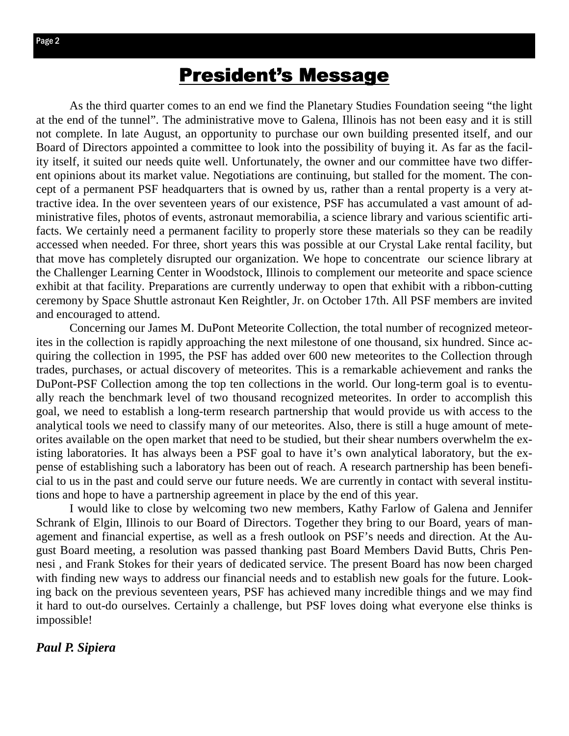# President's Message

As the third quarter comes to an end we find the Planetary Studies Foundation seeing "the light at the end of the tunnel". The administrative move to Galena, Illinois has not been easy and it is still not complete. In late August, an opportunity to purchase our own building presented itself, and our Board of Directors appointed a committee to look into the possibility of buying it. As far as the facility itself, it suited our needs quite well. Unfortunately, the owner and our committee have two different opinions about its market value. Negotiations are continuing, but stalled for the moment. The concept of a permanent PSF headquarters that is owned by us, rather than a rental property is a very attractive idea. In the over seventeen years of our existence, PSF has accumulated a vast amount of administrative files, photos of events, astronaut memorabilia, a science library and various scientific artifacts. We certainly need a permanent facility to properly store these materials so they can be readily accessed when needed. For three, short years this was possible at our Crystal Lake rental facility, but that move has completely disrupted our organization. We hope to concentrate our science library at the Challenger Learning Center in Woodstock, Illinois to complement our meteorite and space science exhibit at that facility. Preparations are currently underway to open that exhibit with a ribbon-cutting ceremony by Space Shuttle astronaut Ken Reightler, Jr. on October 17th. All PSF members are invited and encouraged to attend.

Concerning our James M. DuPont Meteorite Collection, the total number of recognized meteorites in the collection is rapidly approaching the next milestone of one thousand, six hundred. Since acquiring the collection in 1995, the PSF has added over 600 new meteorites to the Collection through trades, purchases, or actual discovery of meteorites. This is a remarkable achievement and ranks the DuPont-PSF Collection among the top ten collections in the world. Our long-term goal is to eventually reach the benchmark level of two thousand recognized meteorites. In order to accomplish this goal, we need to establish a long-term research partnership that would provide us with access to the analytical tools we need to classify many of our meteorites. Also, there is still a huge amount of meteorites available on the open market that need to be studied, but their shear numbers overwhelm the existing laboratories. It has always been a PSF goal to have it's own analytical laboratory, but the expense of establishing such a laboratory has been out of reach. A research partnership has been beneficial to us in the past and could serve our future needs. We are currently in contact with several institutions and hope to have a partnership agreement in place by the end of this year.

I would like to close by welcoming two new members, Kathy Farlow of Galena and Jennifer Schrank of Elgin, Illinois to our Board of Directors. Together they bring to our Board, years of management and financial expertise, as well as a fresh outlook on PSF's needs and direction. At the August Board meeting, a resolution was passed thanking past Board Members David Butts, Chris Pennesi , and Frank Stokes for their years of dedicated service. The present Board has now been charged with finding new ways to address our financial needs and to establish new goals for the future. Looking back on the previous seventeen years, PSF has achieved many incredible things and we may find it hard to out-do ourselves. Certainly a challenge, but PSF loves doing what everyone else thinks is impossible!

***Paul P. Sipiera***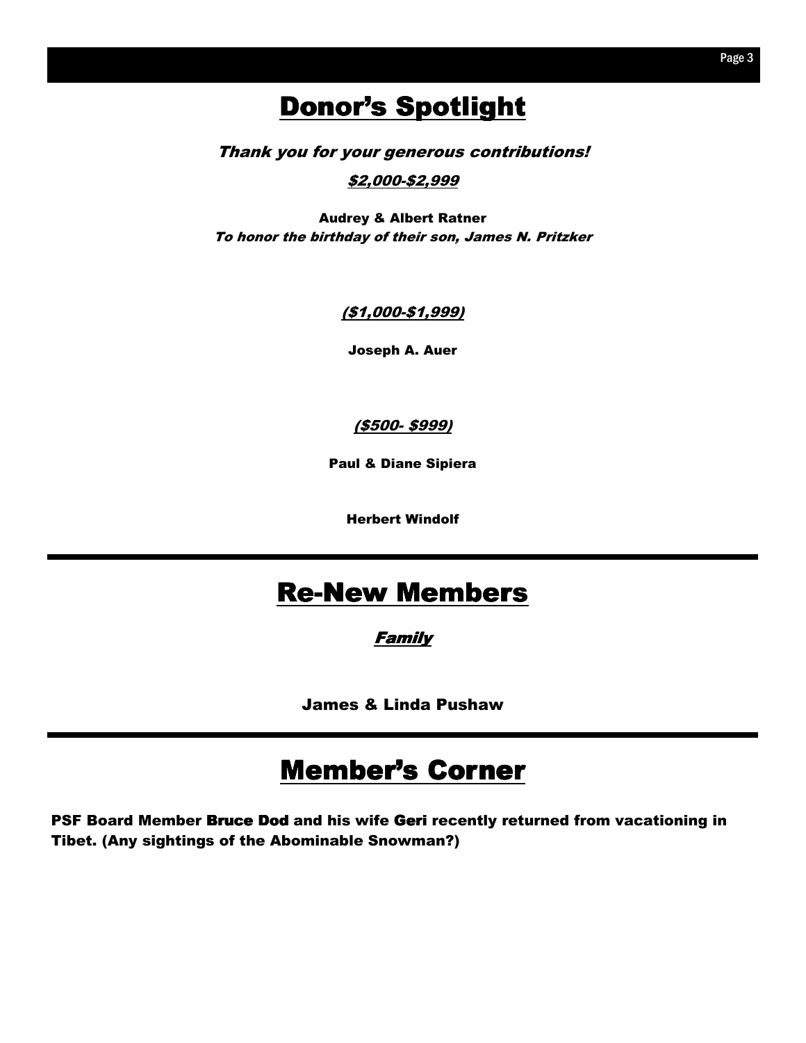# Donor's Spotlight

***Thank you for your generous contributions!***

***$2,000-$2,999***

**Audrey & Albert Ratner**
***To honor the birthday of their son, James N. Pritzker***

***($1,000-$1,999)***

**Joseph A. Auer**

***($500- $999)***

**Paul & Diane Sipiera**

**Herbert Windolf**

# Re-New Members

***Family***

**James & Linda Pushaw**

# Member's Corner

**PSF Board Member Bruce Dod and his wife Geri recently returned from vacationing in Tibet. (Any sightings of the Abominable Snowman?)**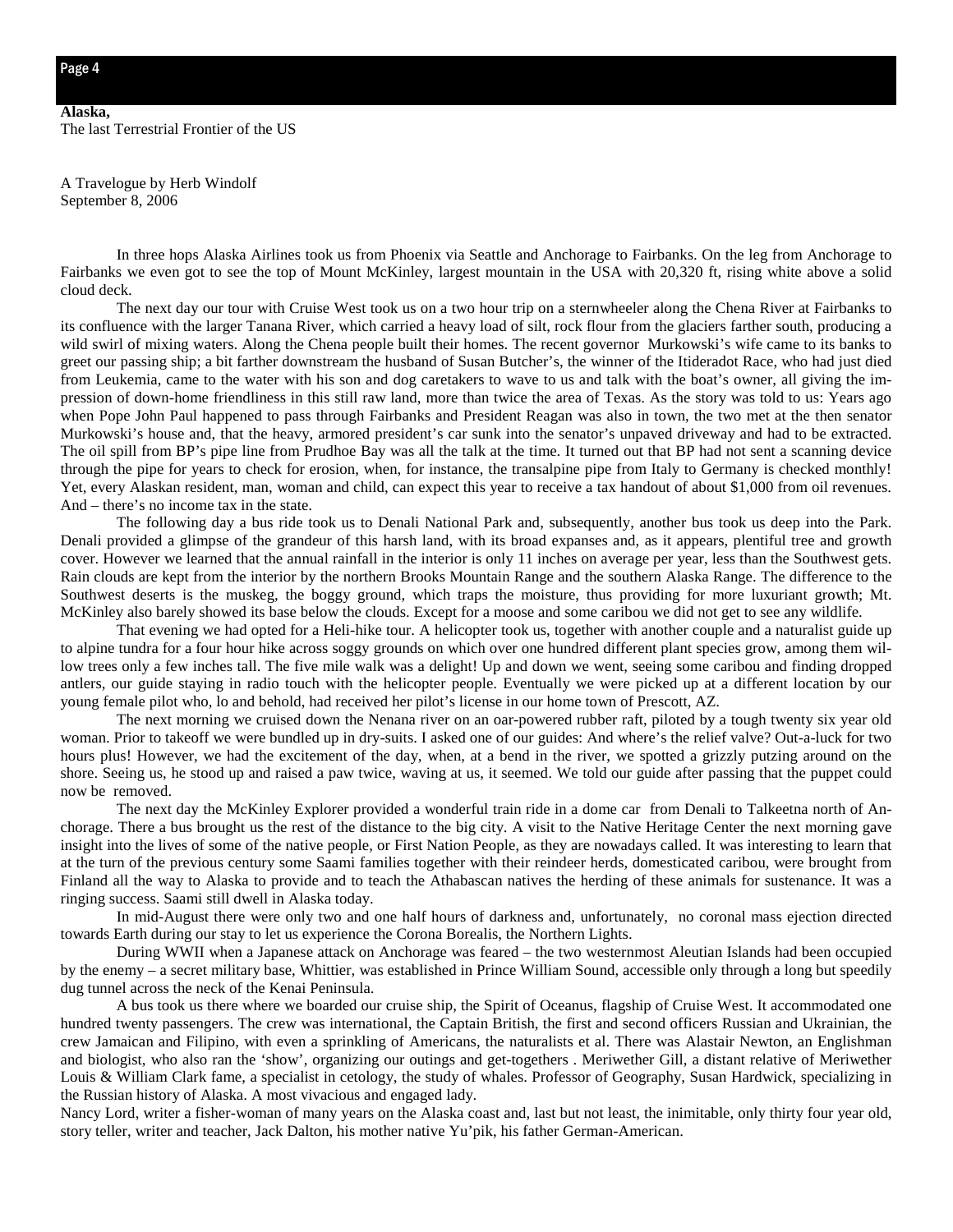**Alaska,**
The last Terrestrial Frontier of the US

A Travelogue by Herb Windolf
September 8, 2006

In three hops Alaska Airlines took us from Phoenix via Seattle and Anchorage to Fairbanks. On the leg from Anchorage to Fairbanks we even got to see the top of Mount McKinley, largest mountain in the USA with 20,320 ft, rising white above a solid cloud deck.

The next day our tour with Cruise West took us on a two hour trip on a sternwheeler along the Chena River at Fairbanks to its confluence with the larger Tanana River, which carried a heavy load of silt, rock flour from the glaciers farther south, producing a wild swirl of mixing waters. Along the Chena people built their homes. The recent governor Murkowski's wife came to its banks to greet our passing ship; a bit farther downstream the husband of Susan Butcher's, the winner of the Itideradot Race, who had just died from Leukemia, came to the water with his son and dog caretakers to wave to us and talk with the boat's owner, all giving the impression of down-home friendliness in this still raw land, more than twice the area of Texas. As the story was told to us: Years ago when Pope John Paul happened to pass through Fairbanks and President Reagan was also in town, the two met at the then senator Murkowski's house and, that the heavy, armored president's car sunk into the senator's unpaved driveway and had to be extracted. The oil spill from BP's pipe line from Prudhoe Bay was all the talk at the time. It turned out that BP had not sent a scanning device through the pipe for years to check for erosion, when, for instance, the transalpine pipe from Italy to Germany is checked monthly! Yet, every Alaskan resident, man, woman and child, can expect this year to receive a tax handout of about $1,000 from oil revenues. And – there's no income tax in the state.

The following day a bus ride took us to Denali National Park and, subsequently, another bus took us deep into the Park. Denali provided a glimpse of the grandeur of this harsh land, with its broad expanses and, as it appears, plentiful tree and growth cover. However we learned that the annual rainfall in the interior is only 11 inches on average per year, less than the Southwest gets. Rain clouds are kept from the interior by the northern Brooks Mountain Range and the southern Alaska Range. The difference to the Southwest deserts is the muskeg, the boggy ground, which traps the moisture, thus providing for more luxuriant growth; Mt. McKinley also barely showed its base below the clouds. Except for a moose and some caribou we did not get to see any wildlife.

That evening we had opted for a Heli-hike tour. A helicopter took us, together with another couple and a naturalist guide up to alpine tundra for a four hour hike across soggy grounds on which over one hundred different plant species grow, among them willow trees only a few inches tall. The five mile walk was a delight! Up and down we went, seeing some caribou and finding dropped antlers, our guide staying in radio touch with the helicopter people. Eventually we were picked up at a different location by our young female pilot who, lo and behold, had received her pilot's license in our home town of Prescott, AZ.

The next morning we cruised down the Nenana river on an oar-powered rubber raft, piloted by a tough twenty six year old woman. Prior to takeoff we were bundled up in dry-suits. I asked one of our guides: And where's the relief valve? Out-a-luck for two hours plus! However, we had the excitement of the day, when, at a bend in the river, we spotted a grizzly putzing around on the shore. Seeing us, he stood up and raised a paw twice, waving at us, it seemed. We told our guide after passing that the puppet could now be removed.

The next day the McKinley Explorer provided a wonderful train ride in a dome car from Denali to Talkeetna north of Anchorage. There a bus brought us the rest of the distance to the big city. A visit to the Native Heritage Center the next morning gave insight into the lives of some of the native people, or First Nation People, as they are nowadays called. It was interesting to learn that at the turn of the previous century some Saami families together with their reindeer herds, domesticated caribou, were brought from Finland all the way to Alaska to provide and to teach the Athabascan natives the herding of these animals for sustenance. It was a ringing success. Saami still dwell in Alaska today.

In mid-August there were only two and one half hours of darkness and, unfortunately, no coronal mass ejection directed towards Earth during our stay to let us experience the Corona Borealis, the Northern Lights.

During WWII when a Japanese attack on Anchorage was feared – the two westernmost Aleutian Islands had been occupied by the enemy – a secret military base, Whittier, was established in Prince William Sound, accessible only through a long but speedily dug tunnel across the neck of the Kenai Peninsula.

A bus took us there where we boarded our cruise ship, the Spirit of Oceanus, flagship of Cruise West. It accommodated one hundred twenty passengers. The crew was international, the Captain British, the first and second officers Russian and Ukrainian, the crew Jamaican and Filipino, with even a sprinkling of Americans, the naturalists et al. There was Alastair Newton, an Englishman and biologist, who also ran the 'show', organizing our outings and get-togethers . Meriwether Gill, a distant relative of Meriwether Louis & William Clark fame, a specialist in cetology, the study of whales. Professor of Geography, Susan Hardwick, specializing in the Russian history of Alaska. A most vivacious and engaged lady.

Nancy Lord, writer a fisher-woman of many years on the Alaska coast and, last but not least, the inimitable, only thirty four year old, story teller, writer and teacher, Jack Dalton, his mother native Yu'pik, his father German-American.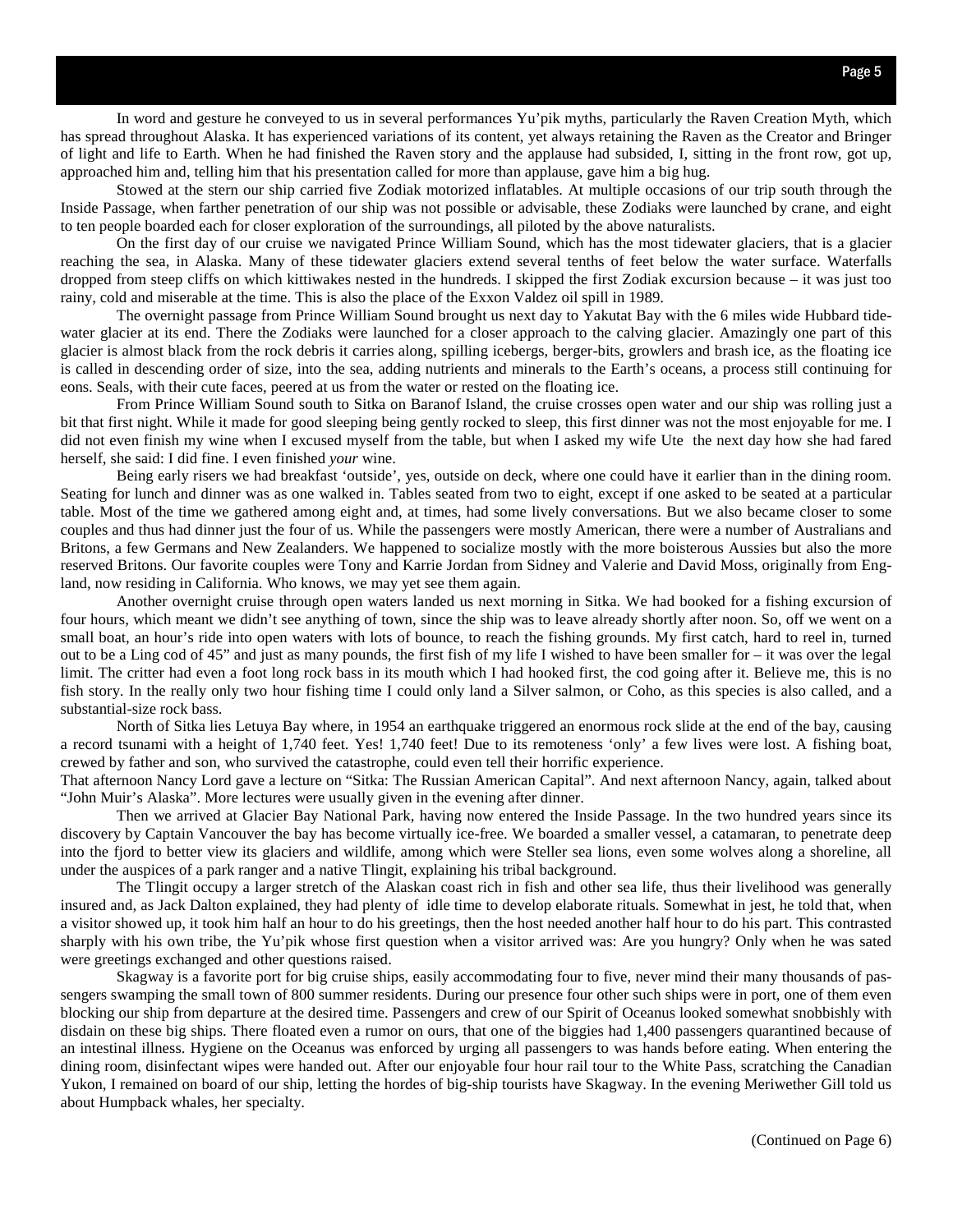In word and gesture he conveyed to us in several performances Yu'pik myths, particularly the Raven Creation Myth, which has spread throughout Alaska. It has experienced variations of its content, yet always retaining the Raven as the Creator and Bringer of light and life to Earth. When he had finished the Raven story and the applause had subsided, I, sitting in the front row, got up, approached him and, telling him that his presentation called for more than applause, gave him a big hug.

Stowed at the stern our ship carried five Zodiak motorized inflatables. At multiple occasions of our trip south through the Inside Passage, when farther penetration of our ship was not possible or advisable, these Zodiaks were launched by crane, and eight to ten people boarded each for closer exploration of the surroundings, all piloted by the above naturalists.

On the first day of our cruise we navigated Prince William Sound, which has the most tidewater glaciers, that is a glacier reaching the sea, in Alaska. Many of these tidewater glaciers extend several tenths of feet below the water surface. Waterfalls dropped from steep cliffs on which kittiwakes nested in the hundreds. I skipped the first Zodiak excursion because – it was just too rainy, cold and miserable at the time. This is also the place of the Exxon Valdez oil spill in 1989.

The overnight passage from Prince William Sound brought us next day to Yakutat Bay with the 6 miles wide Hubbard tidewater glacier at its end. There the Zodiaks were launched for a closer approach to the calving glacier. Amazingly one part of this glacier is almost black from the rock debris it carries along, spilling icebergs, berger-bits, growlers and brash ice, as the floating ice is called in descending order of size, into the sea, adding nutrients and minerals to the Earth's oceans, a process still continuing for eons. Seals, with their cute faces, peered at us from the water or rested on the floating ice.

From Prince William Sound south to Sitka on Baranof Island, the cruise crosses open water and our ship was rolling just a bit that first night. While it made for good sleeping being gently rocked to sleep, this first dinner was not the most enjoyable for me. I did not even finish my wine when I excused myself from the table, but when I asked my wife Ute the next day how she had fared herself, she said: I did fine. I even finished *your* wine.

Being early risers we had breakfast 'outside', yes, outside on deck, where one could have it earlier than in the dining room. Seating for lunch and dinner was as one walked in. Tables seated from two to eight, except if one asked to be seated at a particular table. Most of the time we gathered among eight and, at times, had some lively conversations. But we also became closer to some couples and thus had dinner just the four of us. While the passengers were mostly American, there were a number of Australians and Britons, a few Germans and New Zealanders. We happened to socialize mostly with the more boisterous Aussies but also the more reserved Britons. Our favorite couples were Tony and Karrie Jordan from Sidney and Valerie and David Moss, originally from England, now residing in California. Who knows, we may yet see them again.

Another overnight cruise through open waters landed us next morning in Sitka. We had booked for a fishing excursion of four hours, which meant we didn't see anything of town, since the ship was to leave already shortly after noon. So, off we went on a small boat, an hour's ride into open waters with lots of bounce, to reach the fishing grounds. My first catch, hard to reel in, turned out to be a Ling cod of 45" and just as many pounds, the first fish of my life I wished to have been smaller for – it was over the legal limit. The critter had even a foot long rock bass in its mouth which I had hooked first, the cod going after it. Believe me, this is no fish story. In the really only two hour fishing time I could only land a Silver salmon, or Coho, as this species is also called, and a substantial-size rock bass.

North of Sitka lies Letuya Bay where, in 1954 an earthquake triggered an enormous rock slide at the end of the bay, causing a record tsunami with a height of 1,740 feet. Yes! 1,740 feet! Due to its remoteness 'only' a few lives were lost. A fishing boat, crewed by father and son, who survived the catastrophe, could even tell their horrific experience.

That afternoon Nancy Lord gave a lecture on "Sitka: The Russian American Capital". And next afternoon Nancy, again, talked about "John Muir's Alaska". More lectures were usually given in the evening after dinner.

Then we arrived at Glacier Bay National Park, having now entered the Inside Passage. In the two hundred years since its discovery by Captain Vancouver the bay has become virtually ice-free. We boarded a smaller vessel, a catamaran, to penetrate deep into the fjord to better view its glaciers and wildlife, among which were Steller sea lions, even some wolves along a shoreline, all under the auspices of a park ranger and a native Tlingit, explaining his tribal background.

The Tlingit occupy a larger stretch of the Alaskan coast rich in fish and other sea life, thus their livelihood was generally insured and, as Jack Dalton explained, they had plenty of idle time to develop elaborate rituals. Somewhat in jest, he told that, when a visitor showed up, it took him half an hour to do his greetings, then the host needed another half hour to do his part. This contrasted sharply with his own tribe, the Yu'pik whose first question when a visitor arrived was: Are you hungry? Only when he was sated were greetings exchanged and other questions raised.

Skagway is a favorite port for big cruise ships, easily accommodating four to five, never mind their many thousands of passengers swamping the small town of 800 summer residents. During our presence four other such ships were in port, one of them even blocking our ship from departure at the desired time. Passengers and crew of our Spirit of Oceanus looked somewhat snobbishly with disdain on these big ships. There floated even a rumor on ours, that one of the biggies had 1,400 passengers quarantined because of an intestinal illness. Hygiene on the Oceanus was enforced by urging all passengers to was hands before eating. When entering the dining room, disinfectant wipes were handed out. After our enjoyable four hour rail tour to the White Pass, scratching the Canadian Yukon, I remained on board of our ship, letting the hordes of big-ship tourists have Skagway. In the evening Meriwether Gill told us about Humpback whales, her specialty.

(Continued on Page 6)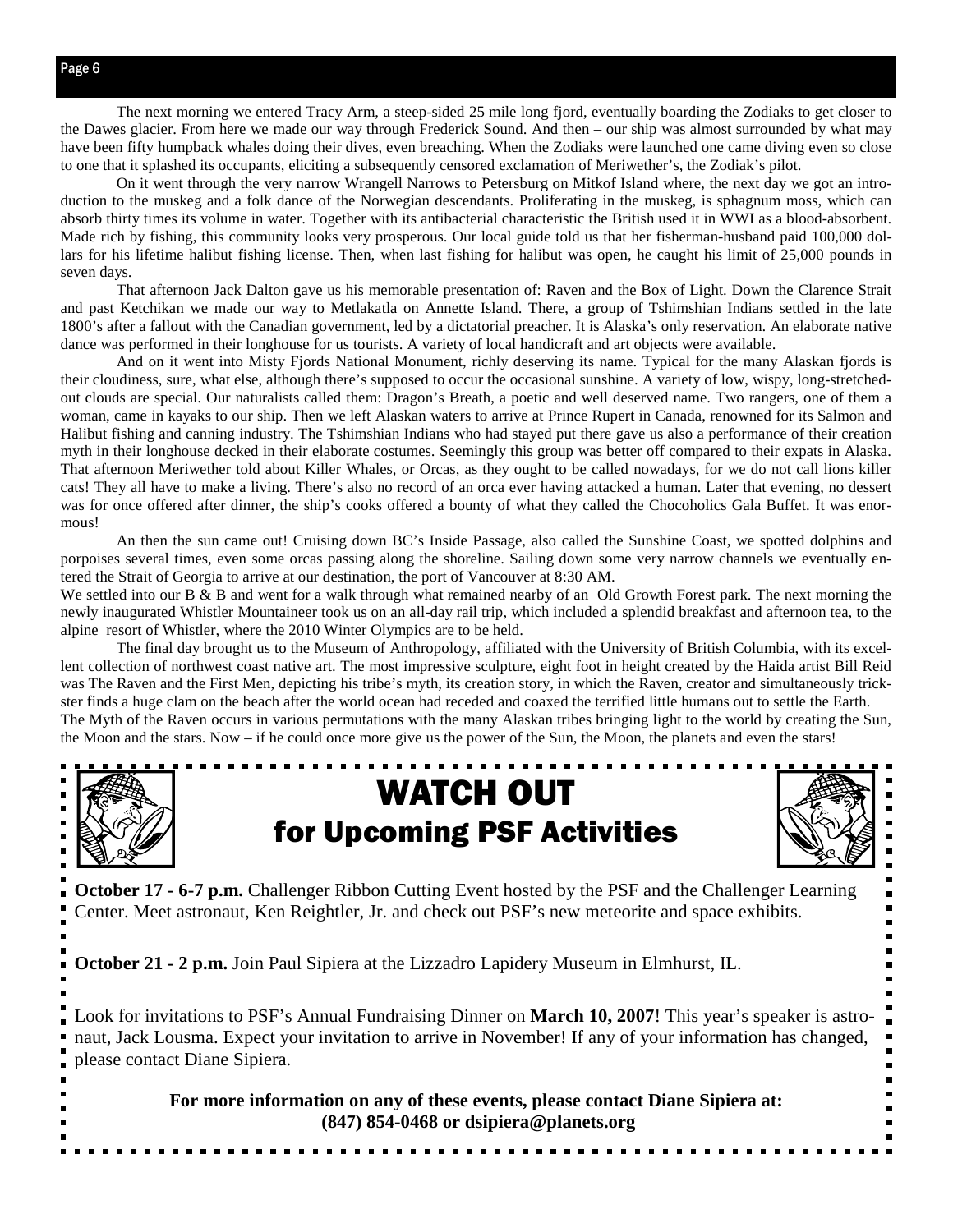The next morning we entered Tracy Arm, a steep-sided 25 mile long fjord, eventually boarding the Zodiaks to get closer to the Dawes glacier. From here we made our way through Frederick Sound. And then – our ship was almost surrounded by what may have been fifty humpback whales doing their dives, even breaching. When the Zodiaks were launched one came diving even so close to one that it splashed its occupants, eliciting a subsequently censored exclamation of Meriwether's, the Zodiak's pilot.

On it went through the very narrow Wrangell Narrows to Petersburg on Mitkof Island where, the next day we got an introduction to the muskeg and a folk dance of the Norwegian descendants. Proliferating in the muskeg, is sphagnum moss, which can absorb thirty times its volume in water. Together with its antibacterial characteristic the British used it in WWI as a blood-absorbent. Made rich by fishing, this community looks very prosperous. Our local guide told us that her fisherman-husband paid 100,000 dollars for his lifetime halibut fishing license. Then, when last fishing for halibut was open, he caught his limit of 25,000 pounds in seven days.

That afternoon Jack Dalton gave us his memorable presentation of: Raven and the Box of Light. Down the Clarence Strait and past Ketchikan we made our way to Metlakatla on Annette Island. There, a group of Tshimshian Indians settled in the late 1800's after a fallout with the Canadian government, led by a dictatorial preacher. It is Alaska's only reservation. An elaborate native dance was performed in their longhouse for us tourists. A variety of local handicraft and art objects were available.

And on it went into Misty Fjords National Monument, richly deserving its name. Typical for the many Alaskan fjords is their cloudiness, sure, what else, although there's supposed to occur the occasional sunshine. A variety of low, wispy, long-stretched-out clouds are special. Our naturalists called them: Dragon's Breath, a poetic and well deserved name. Two rangers, one of them a woman, came in kayaks to our ship. Then we left Alaskan waters to arrive at Prince Rupert in Canada, renowned for its Salmon and Halibut fishing and canning industry. The Tshimshian Indians who had stayed put there gave us also a performance of their creation myth in their longhouse decked in their elaborate costumes. Seemingly this group was better off compared to their expats in Alaska. That afternoon Meriwether told about Killer Whales, or Orcas, as they ought to be called nowadays, for we do not call lions killer cats! They all have to make a living. There's also no record of an orca ever having attacked a human. Later that evening, no dessert was for once offered after dinner, the ship's cooks offered a bounty of what they called the Chocoholics Gala Buffet. It was enormous!

An then the sun came out! Cruising down BC's Inside Passage, also called the Sunshine Coast, we spotted dolphins and porpoises several times, even some orcas passing along the shoreline. Sailing down some very narrow channels we eventually entered the Strait of Georgia to arrive at our destination, the port of Vancouver at 8:30 AM.

We settled into our B & B and went for a walk through what remained nearby of an Old Growth Forest park. The next morning the newly inaugurated Whistler Mountaineer took us on an all-day rail trip, which included a splendid breakfast and afternoon tea, to the alpine resort of Whistler, where the 2010 Winter Olympics are to be held.

The final day brought us to the Museum of Anthropology, affiliated with the University of British Columbia, with its excellent collection of northwest coast native art. The most impressive sculpture, eight foot in height created by the Haida artist Bill Reid was The Raven and the First Men, depicting his tribe's myth, its creation story, in which the Raven, creator and simultaneously trickster finds a huge clam on the beach after the world ocean had receded and coaxed the terrified little humans out to settle the Earth.

The Myth of the Raven occurs in various permutations with the many Alaskan tribes bringing light to the world by creating the Sun, the Moon and the stars. Now – if he could once more give us the power of the Sun, the Moon, the planets and even the stars!

# WATCH OUT
## for Upcoming PSF Activities

**October 17 - 6-7 p.m.** Challenger Ribbon Cutting Event hosted by the PSF and the Challenger Learning Center. Meet astronaut, Ken Reightler, Jr. and check out PSF's new meteorite and space exhibits.

**October 21 - 2 p.m.** Join Paul Sipiera at the Lizzadro Lapidery Museum in Elmhurst, IL.

Look for invitations to PSF's Annual Fundraising Dinner on **March 10, 2007**! This year's speaker is astronaut, Jack Lousma. Expect your invitation to arrive in November! If any of your information has changed, please contact Diane Sipiera.

**For more information on any of these events, please contact Diane Sipiera at: (847) 854-0468 or dsipiera@planets.org**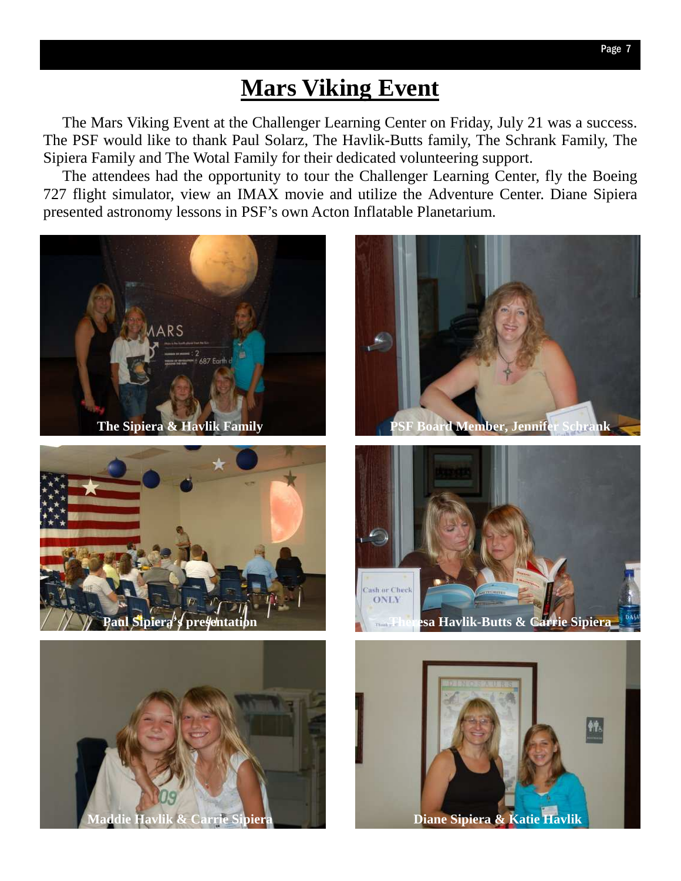# Mars Viking Event

The Mars Viking Event at the Challenger Learning Center on Friday, July 21 was a success. The PSF would like to thank Paul Solarz, The Havlik-Butts family, The Schrank Family, The Sipiera Family and The Wotal Family for their dedicated volunteering support.

The attendees had the opportunity to tour the Challenger Learning Center, fly the Boeing 727 flight simulator, view an IMAX movie and utilize the Adventure Center. Diane Sipiera presented astronomy lessons in PSF's own Acton Inflatable Planetarium.

The Sipiera & Havlik Family

PSF Board Member, Jennifer Schrank

Paul Sipiera's presentation

Theresa Havlik-Butts & Carrie Sipiera

Maddie Havlik & Carrie Sipiera

Diane Sipiera & Katie Havlik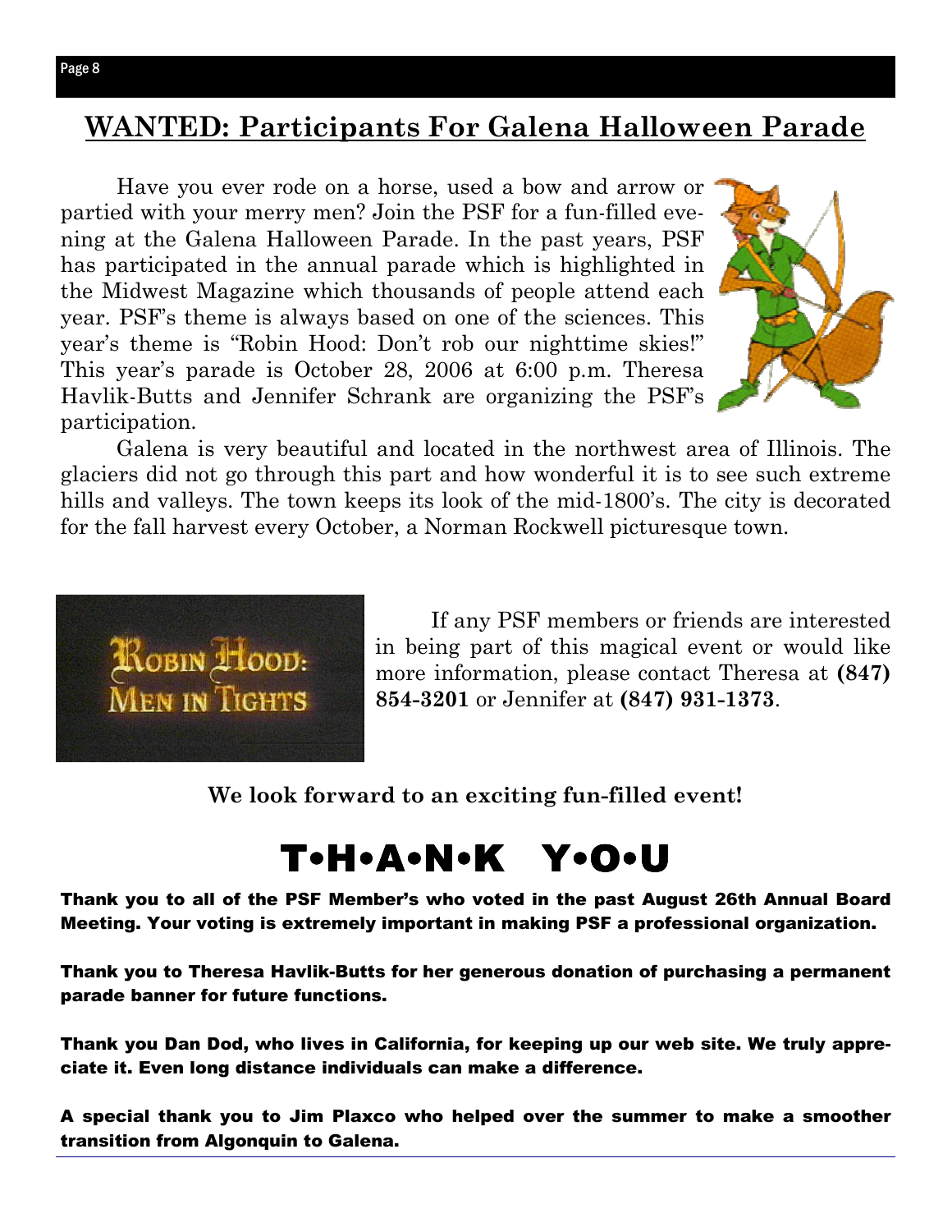## WANTED: Participants For Galena Halloween Parade

Have you ever rode on a horse, used a bow and arrow or partied with your merry men? Join the PSF for a fun-filled evening at the Galena Halloween Parade. In the past years, PSF has participated in the annual parade which is highlighted in the Midwest Magazine which thousands of people attend each year. PSF's theme is always based on one of the sciences. This year's theme is "Robin Hood: Don't rob our nighttime skies!" This year's parade is October 28, 2006 at 6:00 p.m. Theresa Havlik-Butts and Jennifer Schrank are organizing the PSF's participation.

Galena is very beautiful and located in the northwest area of Illinois. The glaciers did not go through this part and how wonderful it is to see such extreme hills and valleys. The town keeps its look of the mid-1800's. The city is decorated for the fall harvest every October, a Norman Rockwell picturesque town.

If any PSF members or friends are interested in being part of this magical event or would like more information, please contact Theresa at **(847) 854-3201** or Jennifer at **(847) 931-1373**.

**We look forward to an exciting fun-filled event!**

# T•H•A•N•K Y•O•U

**Thank you to all of the PSF Member's who voted in the past August 26th Annual Board Meeting. Your voting is extremely important in making PSF a professional organization.**

**Thank you to Theresa Havlik-Butts for her generous donation of purchasing a permanent parade banner for future functions.**

**Thank you Dan Dod, who lives in California, for keeping up our web site. We truly appreciate it. Even long distance individuals can make a difference.**

**A special thank you to Jim Plaxco who helped over the summer to make a smoother transition from Algonquin to Galena.**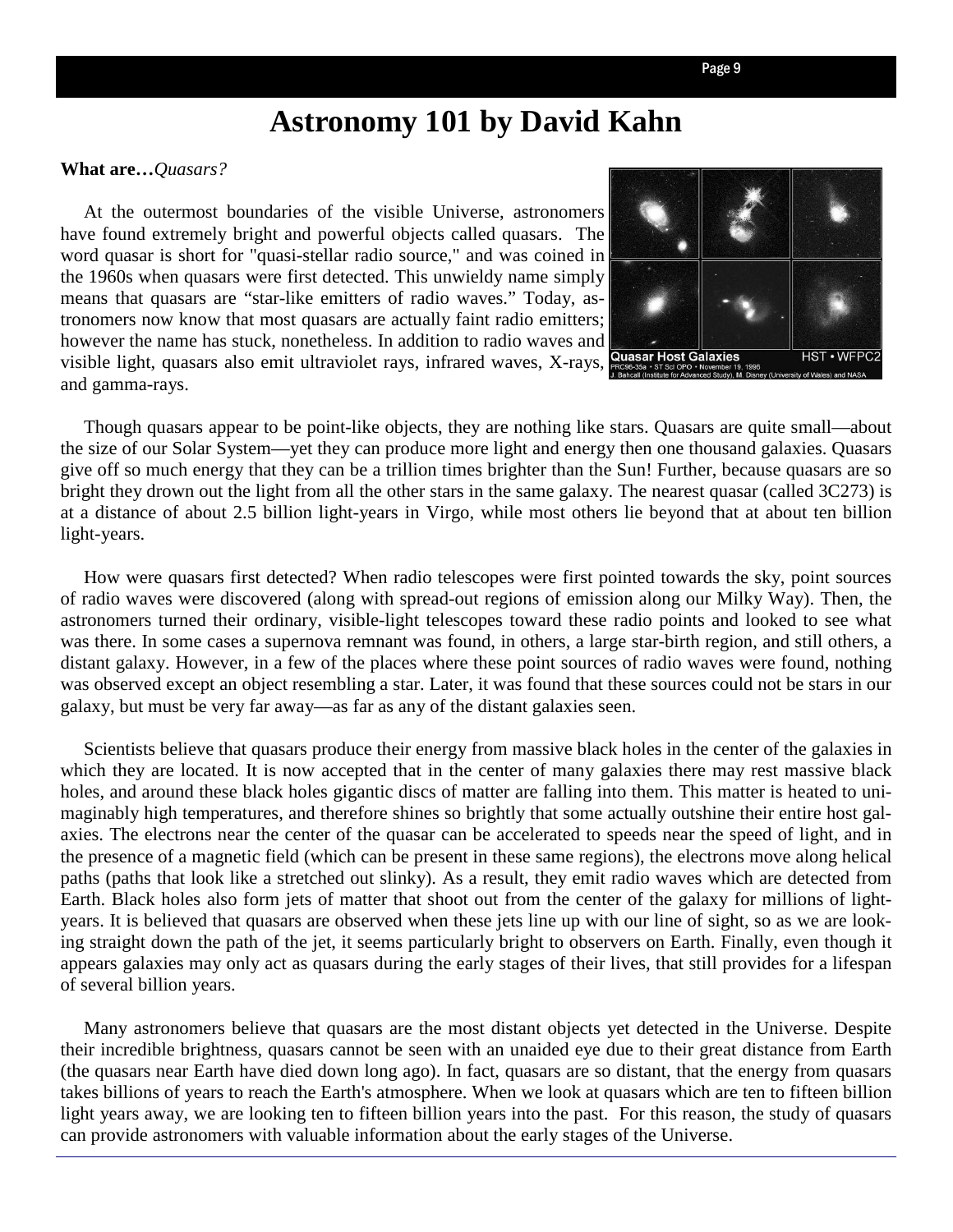# Astronomy 101 by David Kahn

**What are…***Quasars?*

At the outermost boundaries of the visible Universe, astronomers have found extremely bright and powerful objects called quasars. The word quasar is short for "quasi-stellar radio source," and was coined in the 1960s when quasars were first detected. This unwieldy name simply means that quasars are "star-like emitters of radio waves." Today, astronomers now know that most quasars are actually faint radio emitters; however the name has stuck, nonetheless. In addition to radio waves and visible light, quasars also emit ultraviolet rays, infrared waves, X-rays, and gamma-rays.

Though quasars appear to be point-like objects, they are nothing like stars. Quasars are quite small—about the size of our Solar System—yet they can produce more light and energy then one thousand galaxies. Quasars give off so much energy that they can be a trillion times brighter than the Sun! Further, because quasars are so bright they drown out the light from all the other stars in the same galaxy. The nearest quasar (called 3C273) is at a distance of about 2.5 billion light-years in Virgo, while most others lie beyond that at about ten billion light-years.

How were quasars first detected? When radio telescopes were first pointed towards the sky, point sources of radio waves were discovered (along with spread-out regions of emission along our Milky Way). Then, the astronomers turned their ordinary, visible-light telescopes toward these radio points and looked to see what was there. In some cases a supernova remnant was found, in others, a large star-birth region, and still others, a distant galaxy. However, in a few of the places where these point sources of radio waves were found, nothing was observed except an object resembling a star. Later, it was found that these sources could not be stars in our galaxy, but must be very far away—as far as any of the distant galaxies seen.

Scientists believe that quasars produce their energy from massive black holes in the center of the galaxies in which they are located. It is now accepted that in the center of many galaxies there may rest massive black holes, and around these black holes gigantic discs of matter are falling into them. This matter is heated to unimaginably high temperatures, and therefore shines so brightly that some actually outshine their entire host galaxies. The electrons near the center of the quasar can be accelerated to speeds near the speed of light, and in the presence of a magnetic field (which can be present in these same regions), the electrons move along helical paths (paths that look like a stretched out slinky). As a result, they emit radio waves which are detected from Earth. Black holes also form jets of matter that shoot out from the center of the galaxy for millions of light-years. It is believed that quasars are observed when these jets line up with our line of sight, so as we are looking straight down the path of the jet, it seems particularly bright to observers on Earth. Finally, even though it appears galaxies may only act as quasars during the early stages of their lives, that still provides for a lifespan of several billion years.

Many astronomers believe that quasars are the most distant objects yet detected in the Universe. Despite their incredible brightness, quasars cannot be seen with an unaided eye due to their great distance from Earth (the quasars near Earth have died down long ago). In fact, quasars are so distant, that the energy from quasars takes billions of years to reach the Earth's atmosphere. When we look at quasars which are ten to fifteen billion light years away, we are looking ten to fifteen billion years into the past. For this reason, the study of quasars can provide astronomers with valuable information about the early stages of the Universe.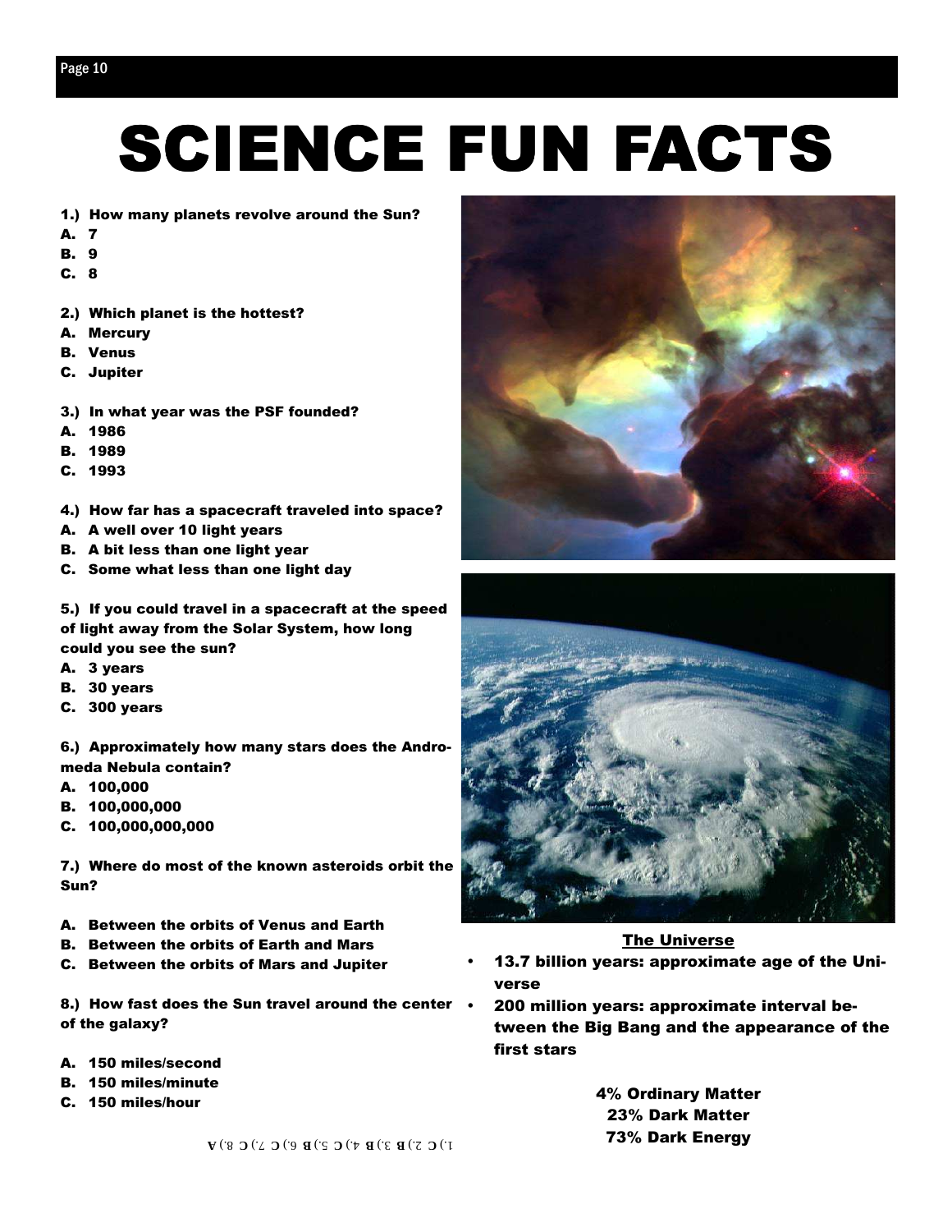# SCIENCE FUN FACTS

1.) How many planets revolve around the Sun?

A. 7
B. 9
C. 8

2.) Which planet is the hottest?

A. Mercury
B. Venus
C. Jupiter

3.) In what year was the PSF founded?

A. 1986
B. 1989
C. 1993

4.) How far has a spacecraft traveled into space?

A. A well over 10 light years
B. A bit less than one light year
C. Some what less than one light day

5.) If you could travel in a spacecraft at the speed of light away from the Solar System, how long could you see the sun?

A. 3 years
B. 30 years
C. 300 years

6.) Approximately how many stars does the Andromeda Nebula contain?

A. 100,000
B. 100,000,000
C. 100,000,000,000

7.) Where do most of the known asteroids orbit the Sun?

A. Between the orbits of Venus and Earth
B. Between the orbits of Earth and Mars
C. Between the orbits of Mars and Jupiter

8.) How fast does the Sun travel around the center of the galaxy?

A. 150 miles/second
B. 150 miles/minute
C. 150 miles/hour

1.) C 2.) B 3.) B 4.) C 5.) B 6.) C 7.) C 8.) A

**The Universe**

- 13.7 billion years: approximate age of the Universe
- 200 million years: approximate interval between the Big Bang and the appearance of the first stars

4% Ordinary Matter
23% Dark Matter
73% Dark Energy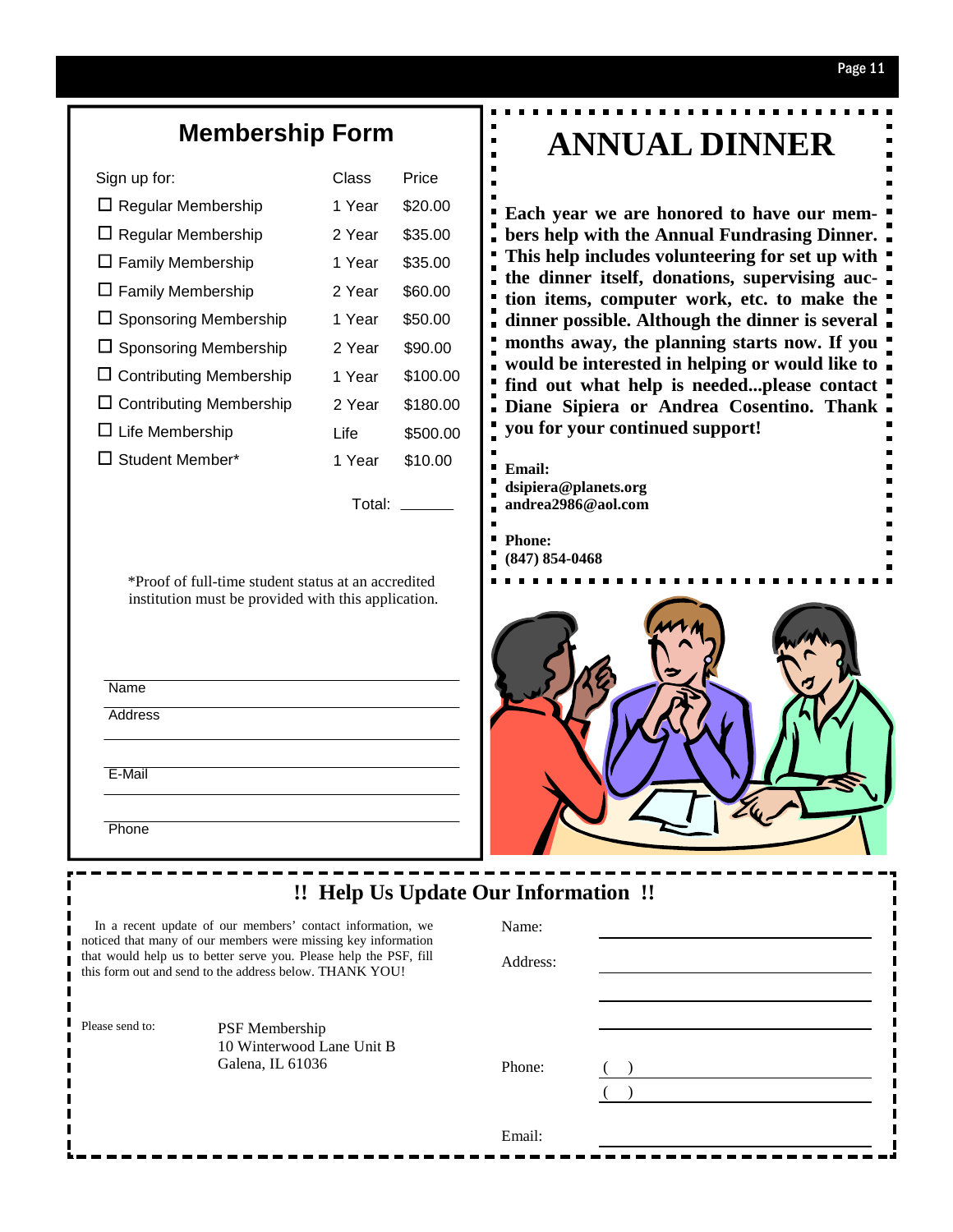## Membership Form

| Sign up for: | Class | Price |
|---|---|---|
| ☐ Regular Membership | 1 Year | $20.00 |
| ☐ Regular Membership | 2 Year | $35.00 |
| ☐ Family Membership | 1 Year | $35.00 |
| ☐ Family Membership | 2 Year | $60.00 |
| ☐ Sponsoring Membership | 1 Year | $50.00 |
| ☐ Sponsoring Membership | 2 Year | $90.00 |
| ☐ Contributing Membership | 1 Year | $100.00 |
| ☐ Contributing Membership | 2 Year | $180.00 |
| ☐ Life Membership | Life | $500.00 |
| ☐ Student Member* | 1 Year | $10.00 |

Total: ______

*Proof of full-time student status at an accredited institution must be provided with this application.

Name ______________________

Address ______________________

______________________

E-Mail ______________________

______________________

Phone ______________________

# ANNUAL DINNER

**Each year we are honored to have our members help with the Annual Fundrasing Dinner. This help includes volunteering for set up with the dinner itself, donations, supervising auction items, computer work, etc. to make the dinner possible. Although the dinner is several months away, the planning starts now. If you would be interested in helping or would like to find out what help is needed...please contact Diane Sipiera or Andrea Cosentino. Thank you for your continued support!**

**Email:**
**dsipiera@planets.org**
**andrea2986@aol.com**

**Phone:**
**(847) 854-0468**

## !! Help Us Update Our Information !!

In a recent update of our members' contact information, we noticed that many of our members were missing key information that would help us to better serve you. Please help the PSF, fill this form out and send to the address below. THANK YOU!

Please send to:

PSF Membership
10 Winterwood Lane Unit B
Galena, IL 61036

Name: ______________________

Address: ______________________

______________________

______________________

Phone: (   ) ______________________

(   ) ______________________

Email: ______________________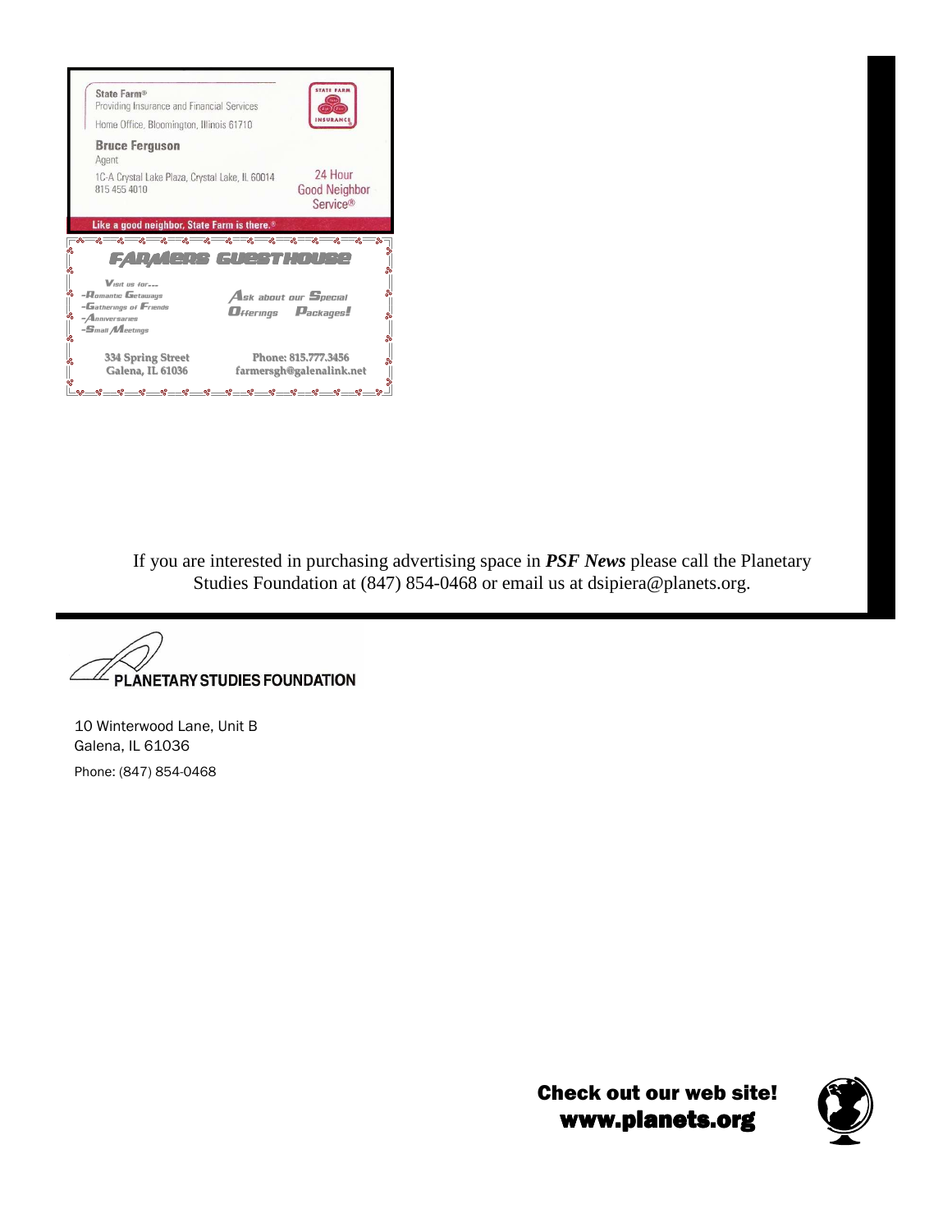State Farm®
Providing Insurance and Financial Services
Home Office, Bloomington, Illinois 61710

STATE FARM INSURANCE

**Bruce Ferguson**
Agent

1C-A Crystal Lake Plaza, Crystal Lake, IL 60014
815 455 4010

24 Hour Good Neighbor Service®

Like a good neighbor, State Farm is there.®

**FARMERS GUESTHOUSE**

Visit us for...
- Romantic Getaways
- Gatherings of Friends
- Anniversaries
- Small Meetings

Ask about our Special Offerings Packages!

334 Spring Street
Galena, IL 61036

Phone: 815.777.3456
farmersgh@galenalink.net

If you are interested in purchasing advertising space in ***PSF News*** please call the Planetary Studies Foundation at (847) 854-0468 or email us at dsipiera@planets.org.

PLANETARY STUDIES FOUNDATION

10 Winterwood Lane, Unit B
Galena, IL 61036
Phone: (847) 854-0468

**Check out our web site!**
**www.planets.org**